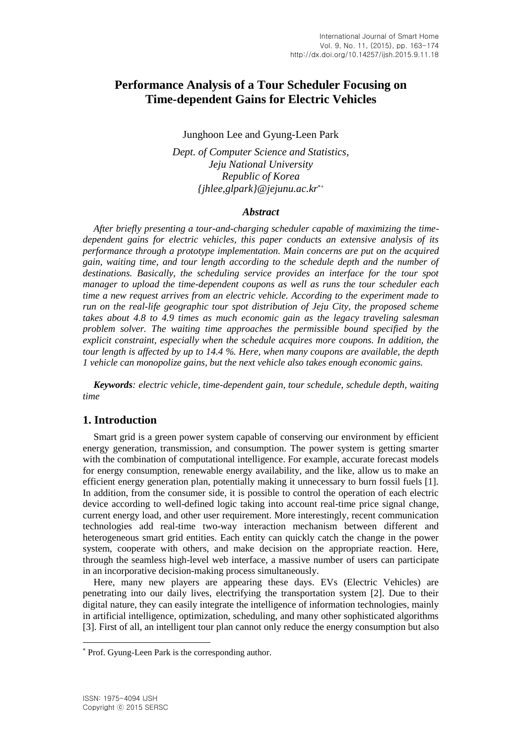# Performance Analysis of a Tour Scheduler Focusing on Time-dependent Gains for Electric Vehicles

Junghoon Lee and Gyung-Leen Park

*Dept. of Computer Science and Statistics,*
*Jeju National University*
*Republic of Korea*
*{jhlee,glpark}@jejunu.ac.kr*[*+]

### *Abstract*

*After briefly presenting a tour-and-charging scheduler capable of maximizing the time-dependent gains for electric vehicles, this paper conducts an extensive analysis of its performance through a prototype implementation. Main concerns are put on the acquired gain, waiting time, and tour length according to the schedule depth and the number of destinations. Basically, the scheduling service provides an interface for the tour spot manager to upload the time-dependent coupons as well as runs the tour scheduler each time a new request arrives from an electric vehicle. According to the experiment made to run on the real-life geographic tour spot distribution of Jeju City, the proposed scheme takes about 4.8 to 4.9 times as much economic gain as the legacy traveling salesman problem solver. The waiting time approaches the permissible bound specified by the explicit constraint, especially when the schedule acquires more coupons. In addition, the tour length is affected by up to 14.4 %. Here, when many coupons are available, the depth 1 vehicle can monopolize gains, but the next vehicle also takes enough economic gains.*

***Keywords****: electric vehicle, time-dependent gain, tour schedule, schedule depth, waiting time*

## 1. Introduction

Smart grid is a green power system capable of conserving our environment by efficient energy generation, transmission, and consumption. The power system is getting smarter with the combination of computational intelligence. For example, accurate forecast models for energy consumption, renewable energy availability, and the like, allow us to make an efficient energy generation plan, potentially making it unnecessary to burn fossil fuels [1]. In addition, from the consumer side, it is possible to control the operation of each electric device according to well-defined logic taking into account real-time price signal change, current energy load, and other user requirement. More interestingly, recent communication technologies add real-time two-way interaction mechanism between different and heterogeneous smart grid entities. Each entity can quickly catch the change in the power system, cooperate with others, and make decision on the appropriate reaction. Here, through the seamless high-level web interface, a massive number of users can participate in an incorporative decision-making process simultaneously.

Here, many new players are appearing these days. EVs (Electric Vehicles) are penetrating into our daily lives, electrifying the transportation system [2]. Due to their digital nature, they can easily integrate the intelligence of information technologies, mainly in artificial intelligence, optimization, scheduling, and many other sophisticated algorithms [3]. First of all, an intelligent tour plan cannot only reduce the energy consumption but also

[*] Prof. Gyung-Leen Park is the corresponding author.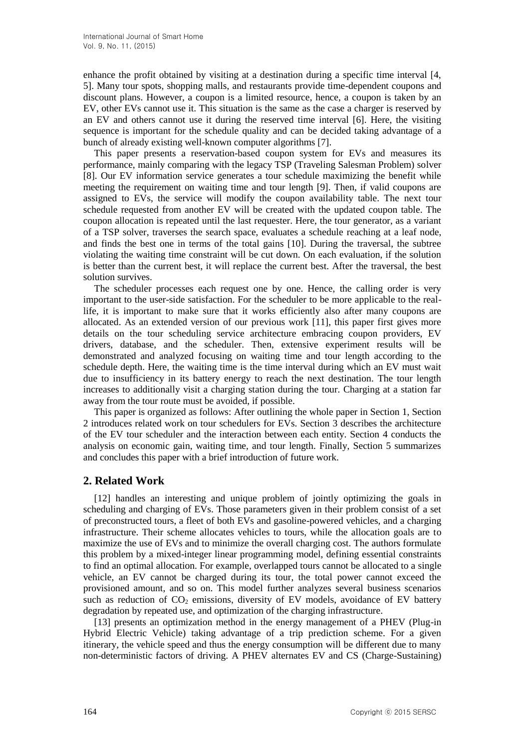enhance the profit obtained by visiting at a destination during a specific time interval [4, 5]. Many tour spots, shopping malls, and restaurants provide time-dependent coupons and discount plans. However, a coupon is a limited resource, hence, a coupon is taken by an EV, other EVs cannot use it. This situation is the same as the case a charger is reserved by an EV and others cannot use it during the reserved time interval [6]. Here, the visiting sequence is important for the schedule quality and can be decided taking advantage of a bunch of already existing well-known computer algorithms [7].

This paper presents a reservation-based coupon system for EVs and measures its performance, mainly comparing with the legacy TSP (Traveling Salesman Problem) solver [8]. Our EV information service generates a tour schedule maximizing the benefit while meeting the requirement on waiting time and tour length [9]. Then, if valid coupons are assigned to EVs, the service will modify the coupon availability table. The next tour schedule requested from another EV will be created with the updated coupon table. The coupon allocation is repeated until the last requester. Here, the tour generator, as a variant of a TSP solver, traverses the search space, evaluates a schedule reaching at a leaf node, and finds the best one in terms of the total gains [10]. During the traversal, the subtree violating the waiting time constraint will be cut down. On each evaluation, if the solution is better than the current best, it will replace the current best. After the traversal, the best solution survives.

The scheduler processes each request one by one. Hence, the calling order is very important to the user-side satisfaction. For the scheduler to be more applicable to the real-life, it is important to make sure that it works efficiently also after many coupons are allocated. As an extended version of our previous work [11], this paper first gives more details on the tour scheduling service architecture embracing coupon providers, EV drivers, database, and the scheduler. Then, extensive experiment results will be demonstrated and analyzed focusing on waiting time and tour length according to the schedule depth. Here, the waiting time is the time interval during which an EV must wait due to insufficiency in its battery energy to reach the next destination. The tour length increases to additionally visit a charging station during the tour. Charging at a station far away from the tour route must be avoided, if possible.

This paper is organized as follows: After outlining the whole paper in Section 1, Section 2 introduces related work on tour schedulers for EVs. Section 3 describes the architecture of the EV tour scheduler and the interaction between each entity. Section 4 conducts the analysis on economic gain, waiting time, and tour length. Finally, Section 5 summarizes and concludes this paper with a brief introduction of future work.

## 2. Related Work

[12] handles an interesting and unique problem of jointly optimizing the goals in scheduling and charging of EVs. Those parameters given in their problem consist of a set of preconstructed tours, a fleet of both EVs and gasoline-powered vehicles, and a charging infrastructure. Their scheme allocates vehicles to tours, while the allocation goals are to maximize the use of EVs and to minimize the overall charging cost. The authors formulate this problem by a mixed-integer linear programming model, defining essential constraints to find an optimal allocation. For example, overlapped tours cannot be allocated to a single vehicle, an EV cannot be charged during its tour, the total power cannot exceed the provisioned amount, and so on. This model further analyzes several business scenarios such as reduction of $CO_2$ emissions, diversity of EV models, avoidance of EV battery degradation by repeated use, and optimization of the charging infrastructure.

[13] presents an optimization method in the energy management of a PHEV (Plug-in Hybrid Electric Vehicle) taking advantage of a trip prediction scheme. For a given itinerary, the vehicle speed and thus the energy consumption will be different due to many non-deterministic factors of driving. A PHEV alternates EV and CS (Charge-Sustaining)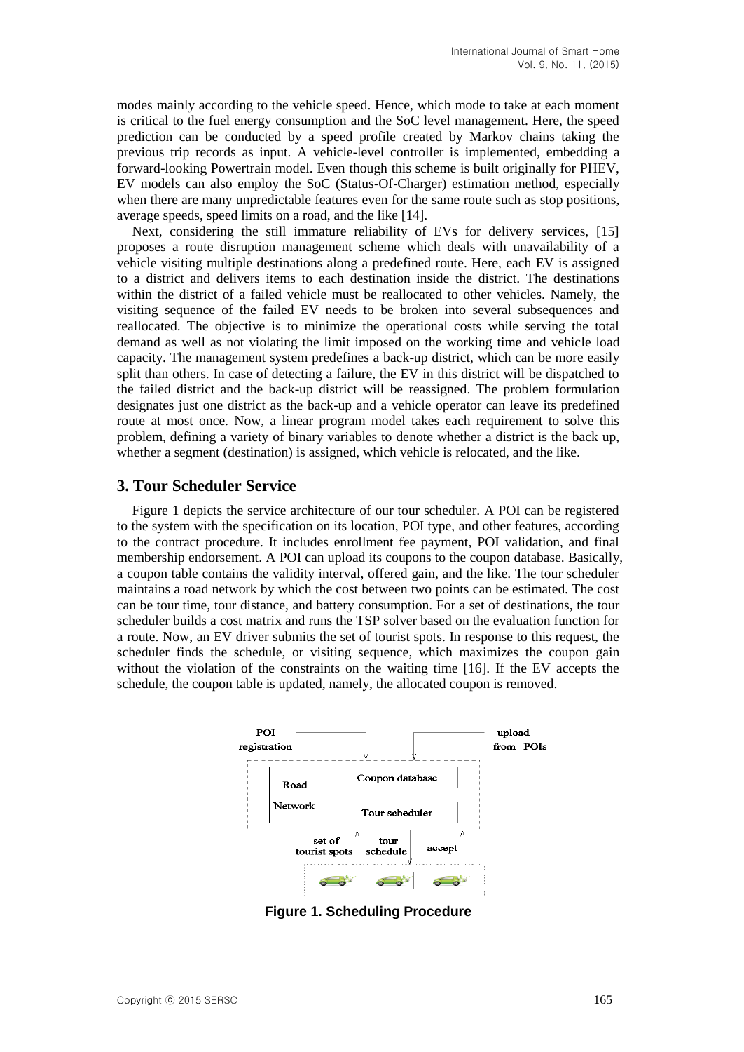modes mainly according to the vehicle speed. Hence, which mode to take at each moment is critical to the fuel energy consumption and the SoC level management. Here, the speed prediction can be conducted by a speed profile created by Markov chains taking the previous trip records as input. A vehicle-level controller is implemented, embedding a forward-looking Powertrain model. Even though this scheme is built originally for PHEV, EV models can also employ the SoC (Status-Of-Charger) estimation method, especially when there are many unpredictable features even for the same route such as stop positions, average speeds, speed limits on a road, and the like [14].

Next, considering the still immature reliability of EVs for delivery services, [15] proposes a route disruption management scheme which deals with unavailability of a vehicle visiting multiple destinations along a predefined route. Here, each EV is assigned to a district and delivers items to each destination inside the district. The destinations within the district of a failed vehicle must be reallocated to other vehicles. Namely, the visiting sequence of the failed EV needs to be broken into several subsequences and reallocated. The objective is to minimize the operational costs while serving the total demand as well as not violating the limit imposed on the working time and vehicle load capacity. The management system predefines a back-up district, which can be more easily split than others. In case of detecting a failure, the EV in this district will be dispatched to the failed district and the back-up district will be reassigned. The problem formulation designates just one district as the back-up and a vehicle operator can leave its predefined route at most once. Now, a linear program model takes each requirement to solve this problem, defining a variety of binary variables to denote whether a district is the back up, whether a segment (destination) is assigned, which vehicle is relocated, and the like.

## 3. Tour Scheduler Service

Figure 1 depicts the service architecture of our tour scheduler. A POI can be registered to the system with the specification on its location, POI type, and other features, according to the contract procedure. It includes enrollment fee payment, POI validation, and final membership endorsement. A POI can upload its coupons to the coupon database. Basically, a coupon table contains the validity interval, offered gain, and the like. The tour scheduler maintains a road network by which the cost between two points can be estimated. The cost can be tour time, tour distance, and battery consumption. For a set of destinations, the tour scheduler builds a cost matrix and runs the TSP solver based on the evaluation function for a route. Now, an EV driver submits the set of tourist spots. In response to this request, the scheduler finds the schedule, or visiting sequence, which maximizes the coupon gain without the violation of the constraints on the waiting time [16]. If the EV accepts the schedule, the coupon table is updated, namely, the allocated coupon is removed.

**Figure 1. Scheduling Procedure**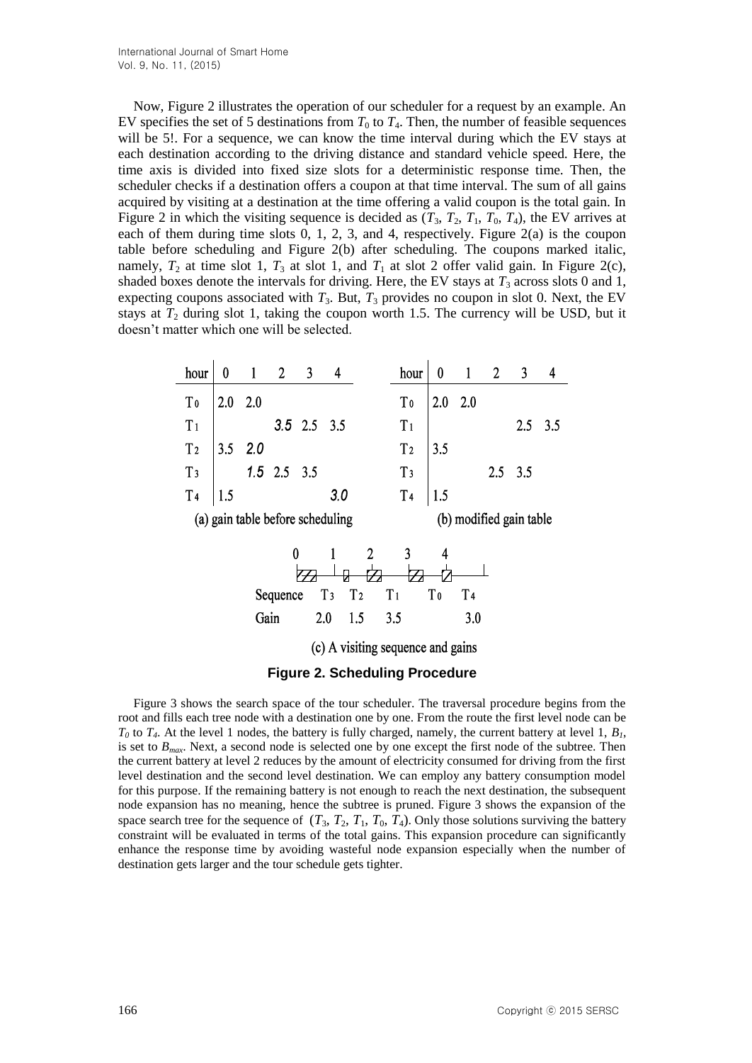Now, Figure 2 illustrates the operation of our scheduler for a request by an example. An EV specifies the set of 5 destinations from $T_0$ to $T_4$. Then, the number of feasible sequences will be 5!. For a sequence, we can know the time interval during which the EV stays at each destination according to the driving distance and standard vehicle speed. Here, the time axis is divided into fixed size slots for a deterministic response time. Then, the scheduler checks if a destination offers a coupon at that time interval. The sum of all gains acquired by visiting at a destination at the time offering a valid coupon is the total gain. In Figure 2 in which the visiting sequence is decided as ($T_3$, $T_2$, $T_1$, $T_0$, $T_4$), the EV arrives at each of them during time slots 0, 1, 2, 3, and 4, respectively. Figure 2(a) is the coupon table before scheduling and Figure 2(b) after scheduling. The coupons marked italic, namely, $T_2$ at time slot 1, $T_3$ at slot 1, and $T_1$ at slot 2 offer valid gain. In Figure 2(c), shaded boxes denote the intervals for driving. Here, the EV stays at $T_3$ across slots 0 and 1, expecting coupons associated with $T_3$. But, $T_3$ provides no coupon in slot 0. Next, the EV stays at $T_2$ during slot 1, taking the coupon worth 1.5. The currency will be USD, but it doesn't matter which one will be selected.

| hour | 0 | 1 | 2 | 3 | 4 |
|---|---|---|---|---|---|
| $T_0$ | 2.0 | 2.0 | | | |
| $T_1$ | | | *3.5* | 2.5 | 3.5 |
| $T_2$ | 3.5 | *2.0* | | | |
| $T_3$ | | *1.5* | 2.5 | 3.5 | |
| $T_4$ | 1.5 | | | | *3.0* |

(a) gain table before scheduling

| hour | 0 | 1 | 2 | 3 | 4 |
|---|---|---|---|---|---|
| $T_0$ | 2.0 | 2.0 | | | |
| $T_1$ | | | | 2.5 | 3.5 |
| $T_2$ | 3.5 | | | | |
| $T_3$ | | | 2.5 | 3.5 | |
| $T_4$ | 1.5 | | | | |

(b) modified gain table

| Sequence | $T_3$ | $T_2$ | $T_1$ | $T_0$ | $T_4$ |
|---|---|---|---|---|---|
| Gain | 2.0 | 1.5 | 3.5 | | 3.0 |

(c) A visiting sequence and gains

**Figure 2. Scheduling Procedure**

Figure 3 shows the search space of the tour scheduler. The traversal procedure begins from the root and fills each tree node with a destination one by one. From the route the first level node can be $T_0$ to $T_4$. At the level 1 nodes, the battery is fully charged, namely, the current battery at level 1, $B_1$, is set to $B_{max}$. Next, a second node is selected one by one except the first node of the subtree. Then the current battery at level 2 reduces by the amount of electricity consumed for driving from the first level destination and the second level destination. We can employ any battery consumption model for this purpose. If the remaining battery is not enough to reach the next destination, the subsequent node expansion has no meaning, hence the subtree is pruned. Figure 3 shows the expansion of the space search tree for the sequence of ($T_3$, $T_2$, $T_1$, $T_0$, $T_4$). Only those solutions surviving the battery constraint will be evaluated in terms of the total gains. This expansion procedure can significantly enhance the response time by avoiding wasteful node expansion especially when the number of destination gets larger and the tour schedule gets tighter.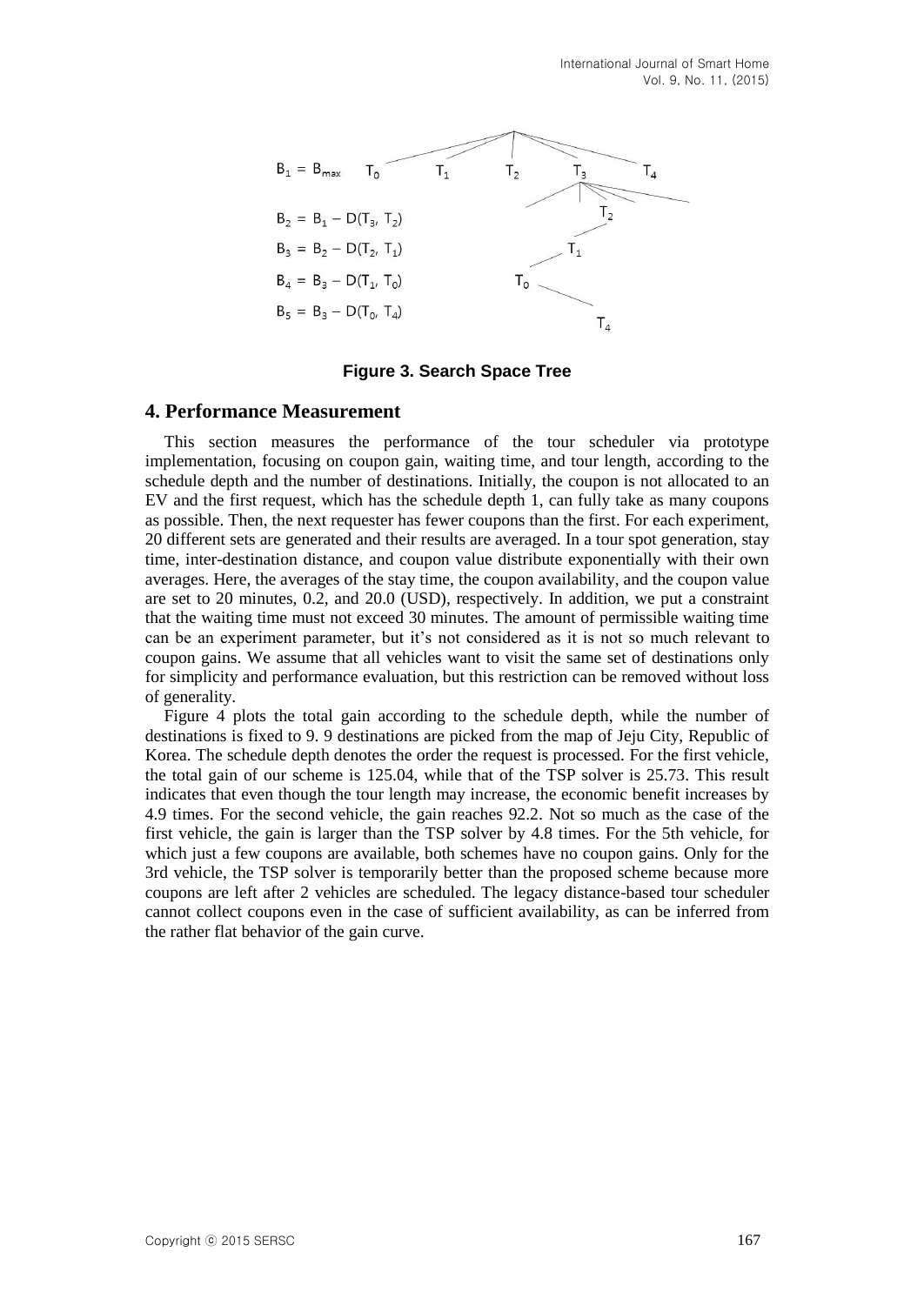$B_1 = B_{max}$ $T_0$ $T_1$ $T_2$ $T_3$ $T_4$

$B_2 = B_1 - D(T_3, T_2)$ $T_2$

$B_3 = B_2 - D(T_2, T_1)$ $T_1$

$B_4 = B_3 - D(T_1, T_0)$ $T_0$

$B_5 = B_3 - D(T_0, T_4)$ $T_4$

**Figure 3. Search Space Tree**

## 4. Performance Measurement

This section measures the performance of the tour scheduler via prototype implementation, focusing on coupon gain, waiting time, and tour length, according to the schedule depth and the number of destinations. Initially, the coupon is not allocated to an EV and the first request, which has the schedule depth 1, can fully take as many coupons as possible. Then, the next requester has fewer coupons than the first. For each experiment, 20 different sets are generated and their results are averaged. In a tour spot generation, stay time, inter-destination distance, and coupon value distribute exponentially with their own averages. Here, the averages of the stay time, the coupon availability, and the coupon value are set to 20 minutes, 0.2, and 20.0 (USD), respectively. In addition, we put a constraint that the waiting time must not exceed 30 minutes. The amount of permissible waiting time can be an experiment parameter, but it's not considered as it is not so much relevant to coupon gains. We assume that all vehicles want to visit the same set of destinations only for simplicity and performance evaluation, but this restriction can be removed without loss of generality.

Figure 4 plots the total gain according to the schedule depth, while the number of destinations is fixed to 9. 9 destinations are picked from the map of Jeju City, Republic of Korea. The schedule depth denotes the order the request is processed. For the first vehicle, the total gain of our scheme is 125.04, while that of the TSP solver is 25.73. This result indicates that even though the tour length may increase, the economic benefit increases by 4.9 times. For the second vehicle, the gain reaches 92.2. Not so much as the case of the first vehicle, the gain is larger than the TSP solver by 4.8 times. For the 5th vehicle, for which just a few coupons are available, both schemes have no coupon gains. Only for the 3rd vehicle, the TSP solver is temporarily better than the proposed scheme because more coupons are left after 2 vehicles are scheduled. The legacy distance-based tour scheduler cannot collect coupons even in the case of sufficient availability, as can be inferred from the rather flat behavior of the gain curve.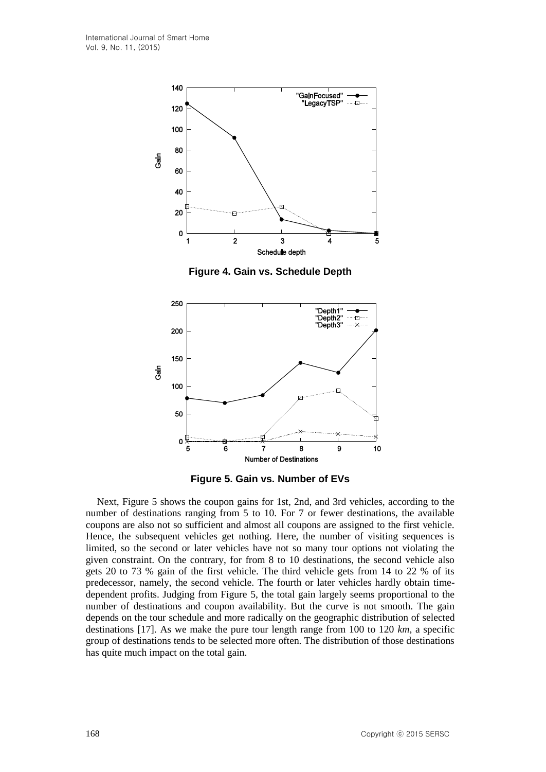**Figure 4. Gain vs. Schedule Depth**

**Figure 5. Gain vs. Number of EVs**

Next, Figure 5 shows the coupon gains for 1st, 2nd, and 3rd vehicles, according to the number of destinations ranging from 5 to 10. For 7 or fewer destinations, the available coupons are also not so sufficient and almost all coupons are assigned to the first vehicle. Hence, the subsequent vehicles get nothing. Here, the number of visiting sequences is limited, so the second or later vehicles have not so many tour options not violating the given constraint. On the contrary, for from 8 to 10 destinations, the second vehicle also gets 20 to 73 % gain of the first vehicle. The third vehicle gets from 14 to 22 % of its predecessor, namely, the second vehicle. The fourth or later vehicles hardly obtain time-dependent profits. Judging from Figure 5, the total gain largely seems proportional to the number of destinations and coupon availability. But the curve is not smooth. The gain depends on the tour schedule and more radically on the geographic distribution of selected destinations [17]. As we make the pure tour length range from 100 to 120 *km*, a specific group of destinations tends to be selected more often. The distribution of those destinations has quite much impact on the total gain.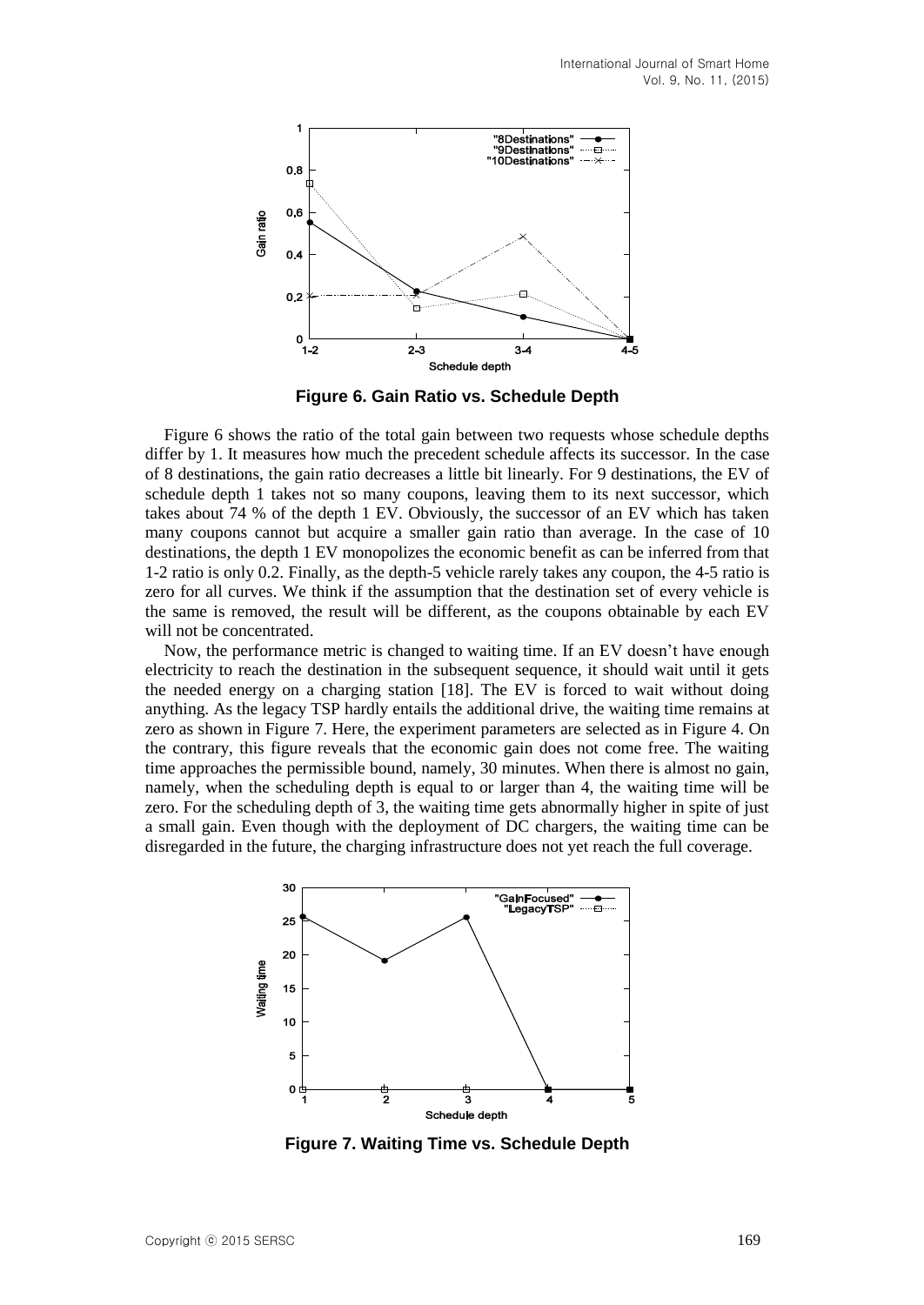**Figure 6. Gain Ratio vs. Schedule Depth**

Figure 6 shows the ratio of the total gain between two requests whose schedule depths differ by 1. It measures how much the precedent schedule affects its successor. In the case of 8 destinations, the gain ratio decreases a little bit linearly. For 9 destinations, the EV of schedule depth 1 takes not so many coupons, leaving them to its next successor, which takes about 74 % of the depth 1 EV. Obviously, the successor of an EV which has taken many coupons cannot but acquire a smaller gain ratio than average. In the case of 10 destinations, the depth 1 EV monopolizes the economic benefit as can be inferred from that 1-2 ratio is only 0.2. Finally, as the depth-5 vehicle rarely takes any coupon, the 4-5 ratio is zero for all curves. We think if the assumption that the destination set of every vehicle is the same is removed, the result will be different, as the coupons obtainable by each EV will not be concentrated.

Now, the performance metric is changed to waiting time. If an EV doesn't have enough electricity to reach the destination in the subsequent sequence, it should wait until it gets the needed energy on a charging station [18]. The EV is forced to wait without doing anything. As the legacy TSP hardly entails the additional drive, the waiting time remains at zero as shown in Figure 7. Here, the experiment parameters are selected as in Figure 4. On the contrary, this figure reveals that the economic gain does not come free. The waiting time approaches the permissible bound, namely, 30 minutes. When there is almost no gain, namely, when the scheduling depth is equal to or larger than 4, the waiting time will be zero. For the scheduling depth of 3, the waiting time gets abnormally higher in spite of just a small gain. Even though with the deployment of DC chargers, the waiting time can be disregarded in the future, the charging infrastructure does not yet reach the full coverage.

**Figure 7. Waiting Time vs. Schedule Depth**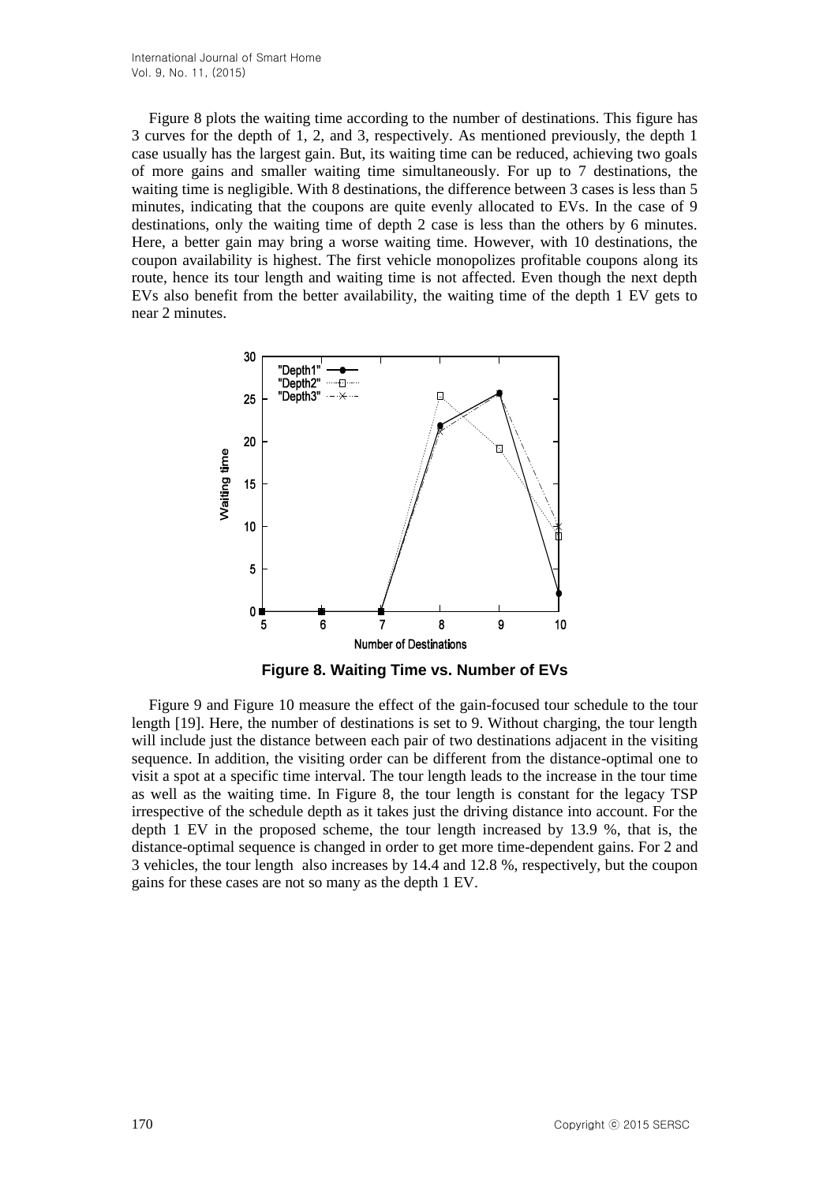Figure 8 plots the waiting time according to the number of destinations. This figure has 3 curves for the depth of 1, 2, and 3, respectively. As mentioned previously, the depth 1 case usually has the largest gain. But, its waiting time can be reduced, achieving two goals of more gains and smaller waiting time simultaneously. For up to 7 destinations, the waiting time is negligible. With 8 destinations, the difference between 3 cases is less than 5 minutes, indicating that the coupons are quite evenly allocated to EVs. In the case of 9 destinations, only the waiting time of depth 2 case is less than the others by 6 minutes. Here, a better gain may bring a worse waiting time. However, with 10 destinations, the coupon availability is highest. The first vehicle monopolizes profitable coupons along its route, hence its tour length and waiting time is not affected. Even though the next depth EVs also benefit from the better availability, the waiting time of the depth 1 EV gets to near 2 minutes.

**Figure 8. Waiting Time vs. Number of EVs**

Figure 9 and Figure 10 measure the effect of the gain-focused tour schedule to the tour length [19]. Here, the number of destinations is set to 9. Without charging, the tour length will include just the distance between each pair of two destinations adjacent in the visiting sequence. In addition, the visiting order can be different from the distance-optimal one to visit a spot at a specific time interval. The tour length leads to the increase in the tour time as well as the waiting time. In Figure 8, the tour length is constant for the legacy TSP irrespective of the schedule depth as it takes just the driving distance into account. For the depth 1 EV in the proposed scheme, the tour length increased by 13.9 %, that is, the distance-optimal sequence is changed in order to get more time-dependent gains. For 2 and 3 vehicles, the tour length also increases by 14.4 and 12.8 %, respectively, but the coupon gains for these cases are not so many as the depth 1 EV.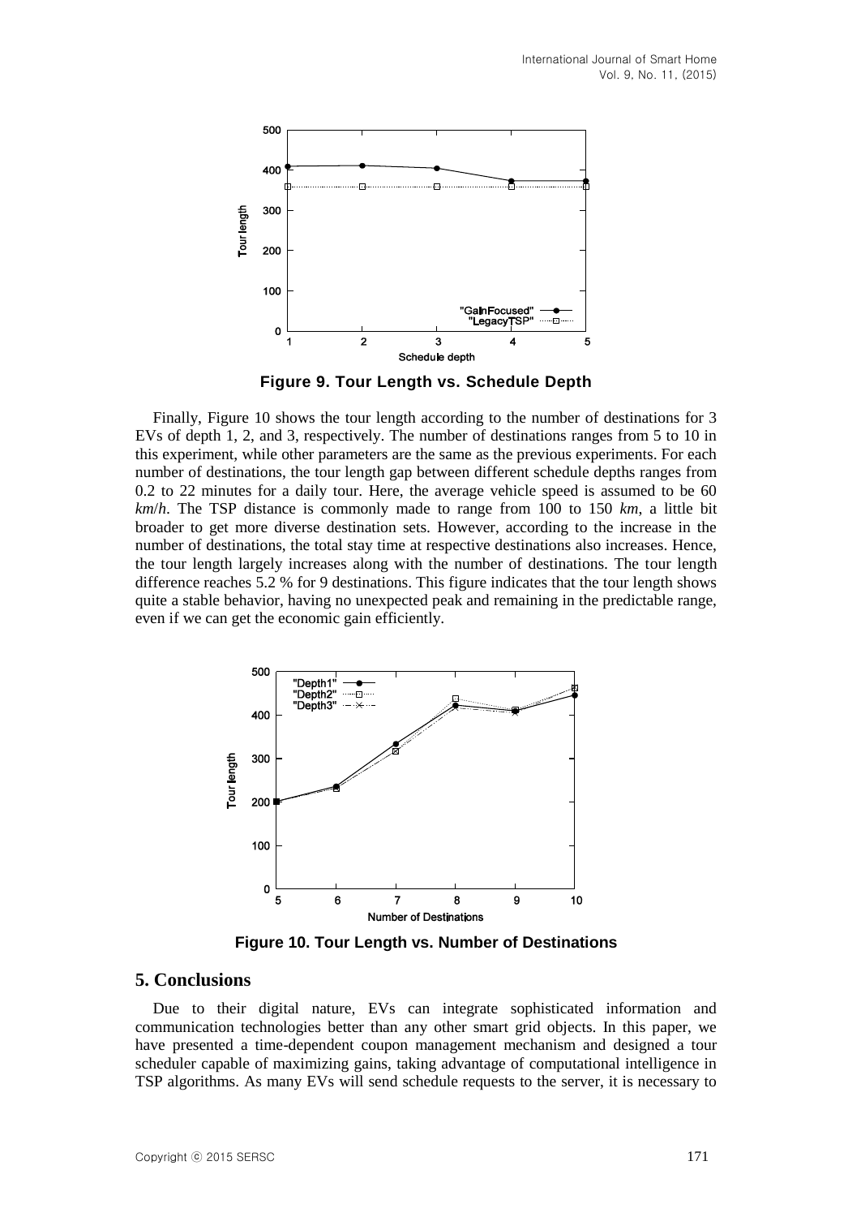**Figure 9. Tour Length vs. Schedule Depth**

Finally, Figure 10 shows the tour length according to the number of destinations for 3 EVs of depth 1, 2, and 3, respectively. The number of destinations ranges from 5 to 10 in this experiment, while other parameters are the same as the previous experiments. For each number of destinations, the tour length gap between different schedule depths ranges from 0.2 to 22 minutes for a daily tour. Here, the average vehicle speed is assumed to be 60 *km*/*h*. The TSP distance is commonly made to range from 100 to 150 *km*, a little bit broader to get more diverse destination sets. However, according to the increase in the number of destinations, the total stay time at respective destinations also increases. Hence, the tour length largely increases along with the number of destinations. The tour length difference reaches 5.2 % for 9 destinations. This figure indicates that the tour length shows quite a stable behavior, having no unexpected peak and remaining in the predictable range, even if we can get the economic gain efficiently.

**Figure 10. Tour Length vs. Number of Destinations**

## 5. Conclusions

Due to their digital nature, EVs can integrate sophisticated information and communication technologies better than any other smart grid objects. In this paper, we have presented a time-dependent coupon management mechanism and designed a tour scheduler capable of maximizing gains, taking advantage of computational intelligence in TSP algorithms. As many EVs will send schedule requests to the server, it is necessary to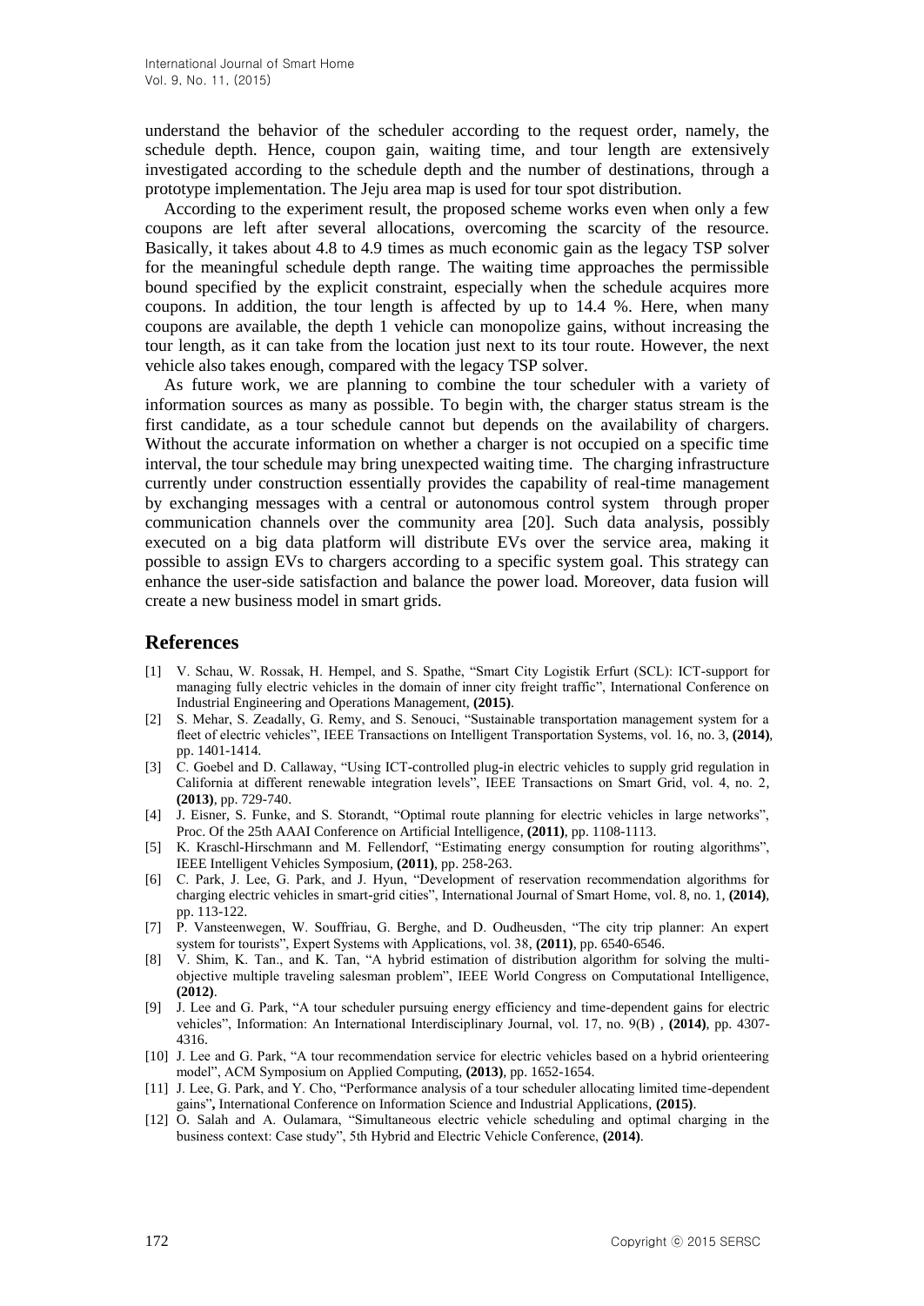understand the behavior of the scheduler according to the request order, namely, the schedule depth. Hence, coupon gain, waiting time, and tour length are extensively investigated according to the schedule depth and the number of destinations, through a prototype implementation. The Jeju area map is used for tour spot distribution.

According to the experiment result, the proposed scheme works even when only a few coupons are left after several allocations, overcoming the scarcity of the resource. Basically, it takes about 4.8 to 4.9 times as much economic gain as the legacy TSP solver for the meaningful schedule depth range. The waiting time approaches the permissible bound specified by the explicit constraint, especially when the schedule acquires more coupons. In addition, the tour length is affected by up to 14.4 %. Here, when many coupons are available, the depth 1 vehicle can monopolize gains, without increasing the tour length, as it can take from the location just next to its tour route. However, the next vehicle also takes enough, compared with the legacy TSP solver.

As future work, we are planning to combine the tour scheduler with a variety of information sources as many as possible. To begin with, the charger status stream is the first candidate, as a tour schedule cannot but depends on the availability of chargers. Without the accurate information on whether a charger is not occupied on a specific time interval, the tour schedule may bring unexpected waiting time. The charging infrastructure currently under construction essentially provides the capability of real-time management by exchanging messages with a central or autonomous control system through proper communication channels over the community area [20]. Such data analysis, possibly executed on a big data platform will distribute EVs over the service area, making it possible to assign EVs to chargers according to a specific system goal. This strategy can enhance the user-side satisfaction and balance the power load. Moreover, data fusion will create a new business model in smart grids.

## References

[1] V. Schau, W. Rossak, H. Hempel, and S. Spathe, "Smart City Logistik Erfurt (SCL): ICT-support for managing fully electric vehicles in the domain of inner city freight traffic", International Conference on Industrial Engineering and Operations Management, **(2015)**.

[2] S. Mehar, S. Zeadally, G. Remy, and S. Senouci, "Sustainable transportation management system for a fleet of electric vehicles", IEEE Transactions on Intelligent Transportation Systems, vol. 16, no. 3, **(2014)**, pp. 1401-1414.

[3] C. Goebel and D. Callaway, "Using ICT-controlled plug-in electric vehicles to supply grid regulation in California at different renewable integration levels", IEEE Transactions on Smart Grid, vol. 4, no. 2, **(2013)**, pp. 729-740.

[4] J. Eisner, S. Funke, and S. Storandt, "Optimal route planning for electric vehicles in large networks", Proc. Of the 25th AAAI Conference on Artificial Intelligence, **(2011)**, pp. 1108-1113.

[5] K. Kraschl-Hirschmann and M. Fellendorf, "Estimating energy consumption for routing algorithms", IEEE Intelligent Vehicles Symposium, **(2011)**, pp. 258-263.

[6] C. Park, J. Lee, G. Park, and J. Hyun, "Development of reservation recommendation algorithms for charging electric vehicles in smart-grid cities", International Journal of Smart Home, vol. 8, no. 1, **(2014)**, pp. 113-122.

[7] P. Vansteenwegen, W. Souffriau, G. Berghe, and D. Oudheusden, "The city trip planner: An expert system for tourists", Expert Systems with Applications, vol. 38, **(2011)**, pp. 6540-6546.

[8] V. Shim, K. Tan., and K. Tan, "A hybrid estimation of distribution algorithm for solving the multi-objective multiple traveling salesman problem", IEEE World Congress on Computational Intelligence, **(2012)**.

[9] J. Lee and G. Park, "A tour scheduler pursuing energy efficiency and time-dependent gains for electric vehicles", Information: An International Interdisciplinary Journal, vol. 17, no. 9(B) , **(2014)**, pp. 4307-4316.

[10] J. Lee and G. Park, "A tour recommendation service for electric vehicles based on a hybrid orienteering model", ACM Symposium on Applied Computing, **(2013)**, pp. 1652-1654.

[11] J. Lee, G. Park, and Y. Cho, "Performance analysis of a tour scheduler allocating limited time-dependent gains"**,** International Conference on Information Science and Industrial Applications, **(2015)**.

[12] O. Salah and A. Oulamara, "Simultaneous electric vehicle scheduling and optimal charging in the business context: Case study", 5th Hybrid and Electric Vehicle Conference, **(2014)**.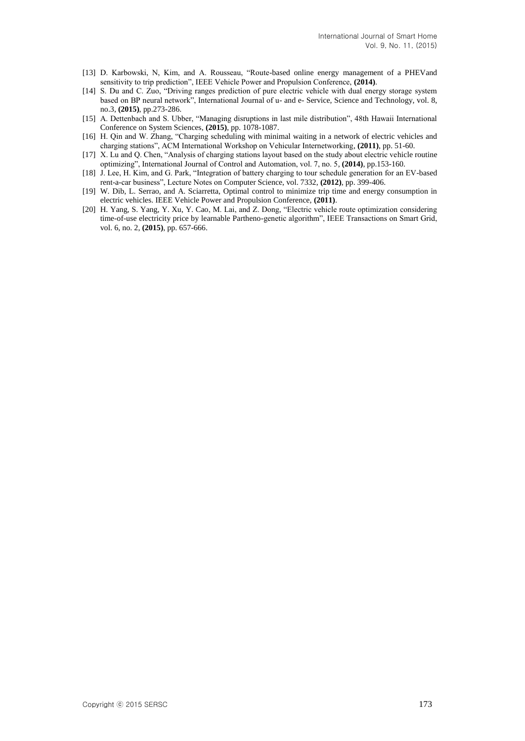[13] D. Karbowski, N, Kim, and A. Rousseau, "Route-based online energy management of a PHEVand sensitivity to trip prediction", IEEE Vehicle Power and Propulsion Conference, **(2014)**.

[14] S. Du and C. Zuo, "Driving ranges prediction of pure electric vehicle with dual energy storage system based on BP neural network", International Journal of u- and e- Service, Science and Technology, vol. 8, no.3, **(2015)**, pp.273-286.

[15] A. Dettenbach and S. Ubber, "Managing disruptions in last mile distribution", 48th Hawaii International Conference on System Sciences, **(2015)**, pp. 1078-1087.

[16] H. Qin and W. Zhang, "Charging scheduling with minimal waiting in a network of electric vehicles and charging stations", ACM International Workshop on Vehicular Internetworking, **(2011)**, pp. 51-60.

[17] X. Lu and Q. Chen, "Analysis of charging stations layout based on the study about electric vehicle routine optimizing", International Journal of Control and Automation, vol. 7, no. 5, **(2014)**, pp.153-160.

[18] J. Lee, H. Kim, and G. Park, "Integration of battery charging to tour schedule generation for an EV-based rent-a-car business", Lecture Notes on Computer Science, vol. 7332, **(2012)**, pp. 399-406.

[19] W. Dib, L. Serrao, and A. Sciarretta, Optimal control to minimize trip time and energy consumption in electric vehicles. IEEE Vehicle Power and Propulsion Conference, **(2011)**.

[20] H. Yang, S. Yang, Y. Xu, Y. Cao, M. Lai, and Z. Dong, "Electric vehicle route optimization considering time-of-use electricity price by learnable Partheno-genetic algorithm", IEEE Transactions on Smart Grid, vol. 6, no. 2, **(2015)**, pp. 657-666.